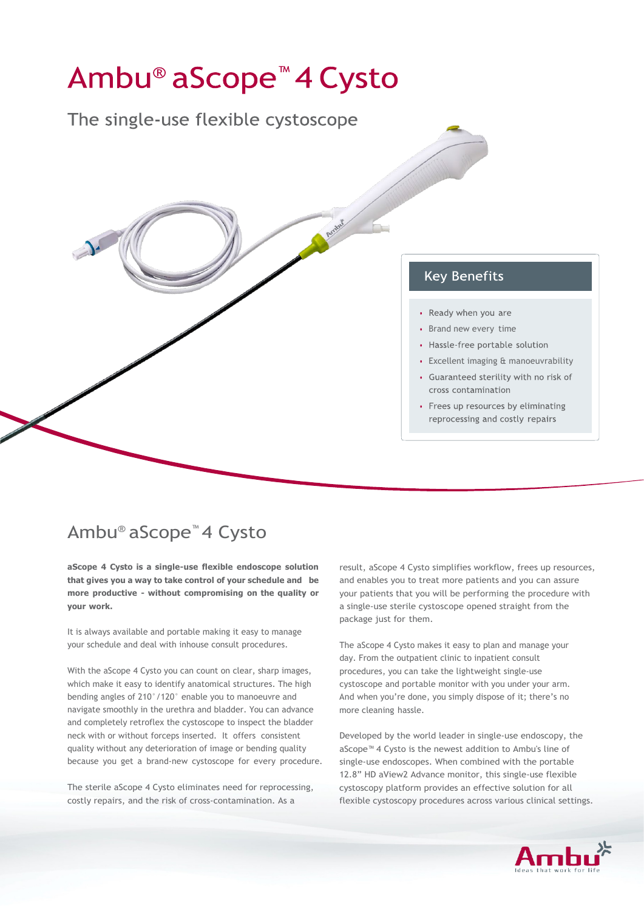# Ambu® aScope™ 4 Cysto

## The single-use flexible cystoscope

### Key Benefits

- Ready when you are
- Brand new every time
- Hassle-free portable solution
- Excellent imaging & manoeuvrability
- Guaranteed sterility with no risk of cross contamination
- Frees up resources by eliminating reprocessing and costly repairs

## Ambu® aScope™ 4 Cysto

**aScope 4 Cysto is a single-use flexible endoscope solution that gives you a way to take control of your schedule and be more productive - without compromising on the quality or your work.**

It is always available and portable making it easy to manage your schedule and deal with inhouse consult procedures.

With the aScope 4 Cysto you can count on clear, sharp images, which make it easy to identify anatomical structures. The high bending angles of 210°/120° enable you to manoeuvre and navigate smoothly in the urethra and bladder. You can advance and completely retroflex the cystoscope to inspect the bladder neck with or without forceps inserted. It offers consistent quality without any deterioration of image or bending quality because you get a brand-new cystoscope for every procedure.

The sterile aScope 4 Cysto eliminates need for reprocessing, costly repairs, and the risk of cross-contamination. As a result, aScope 4 Cysto simplifies workflow, frees up resources, and enables you to treat more patients and you can assure your patients that you will be performing the procedure with a single-use sterile cystoscope opened straight from the package just for them.

The aScope 4 Cysto makes it easy to plan and manage your day. From the outpatient clinic to inpatient consult procedures, you can take the lightweight single-use cystoscope and portable monitor with you under your arm. And when you're done, you simply dispose of it; there's no more cleaning hassle.

Developed by the world leader in single-use endoscopy, the aScope™ 4 Cysto is the newest addition to Ambu's line of single-use endoscopes. When combined with the portable 12.8" HD aView2 Advance monitor, this single-use flexible cystoscopy platform provides an effective solution for all flexible cystoscopy procedures across various clinical settings.

Ambu
Ideas that work for life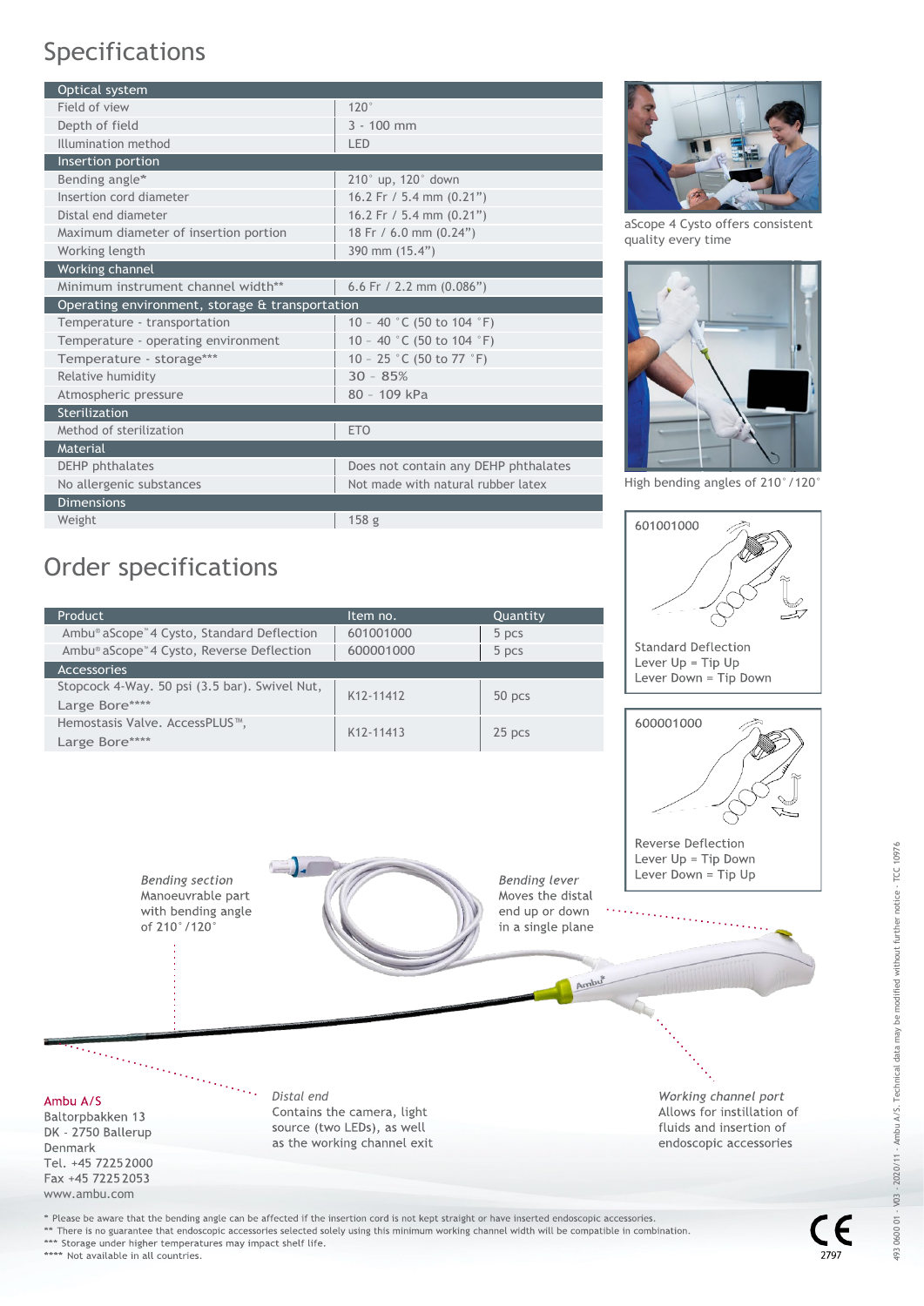# Specifications

| | |
|---|---|
| **Optical system** | |
| Field of view | 120° |
| Depth of field | 3 - 100 mm |
| Illumination method | LED |
| **Insertion portion** | |
| Bending angle* | 210° up, 120° down |
| Insertion cord diameter | 16.2 Fr / 5.4 mm (0.21") |
| Distal end diameter | 16.2 Fr / 5.4 mm (0.21") |
| Maximum diameter of insertion portion | 18 Fr / 6.0 mm (0.24") |
| Working length | 390 mm (15.4") |
| **Working channel** | |
| Minimum instrument channel width** | 6.6 Fr / 2.2 mm (0.086") |
| **Operating environment, storage & transportation** | |
| Temperature - transportation | 10 – 40 °C (50 to 104 °F) |
| Temperature - operating environment | 10 – 40 °C (50 to 104 °F) |
| Temperature - storage*** | 10 – 25 °C (50 to 77 °F) |
| Relative humidity | 30 – 85% |
| Atmospheric pressure | 80 – 109 kPa |
| **Sterilization** | |
| Method of sterilization | ETO |
| **Material** | |
| DEHP phthalates | Does not contain any DEHP phthalates |
| No allergenic substances | Not made with natural rubber latex |
| **Dimensions** | |
| Weight | 158 g |

aScope 4 Cysto offers consistent quality every time

High bending angles of 210°/120°

601001000

Standard Deflection
Lever Up = Tip Up
Lever Down = Tip Down

600001000

Reverse Deflection
Lever Up = Tip Down
Lever Down = Tip Up

# Order specifications

| Product | Item no. | Quantity |
|---|---|---|
| Ambu® aScope™ 4 Cysto, Standard Deflection | 601001000 | 5 pcs |
| Ambu® aScope™ 4 Cysto, Reverse Deflection | 600001000 | 5 pcs |
| **Accessories** | | |
| Stopcock 4-Way. 50 psi (3.5 bar). Swivel Nut, Large Bore**** | K12-11412 | 50 pcs |
| Hemostasis Valve. AccessPLUS™, Large Bore**** | K12-11413 | 25 pcs |

*Bending section*
Manoeuvrable part with bending angle of 210°/120°

*Bending lever*
Moves the distal end up or down in a single plane

*Distal end*
Contains the camera, light source (two LEDs), as well as the working channel exit

*Working channel port*
Allows for instillation of fluids and insertion of endoscopic accessories

Ambu A/S
Baltorpbakken 13
DK - 2750 Ballerup
Denmark
Tel. +45 7225 2000
Fax +45 7225 2053
www.ambu.com

\* Please be aware that the bending angle can be affected if the insertion cord is not kept straight or have inserted endoscopic accessories.
** There is no guarantee that endoscopic accessories selected solely using this minimum working channel width will be compatible in combination.
*** Storage under higher temperatures may impact shelf life.
**** Not available in all countries.

CE 2797

493 0600 01 - V03 - 2020/11 - Ambu A/S. Technical data may be modified without further notice - TCC 10976